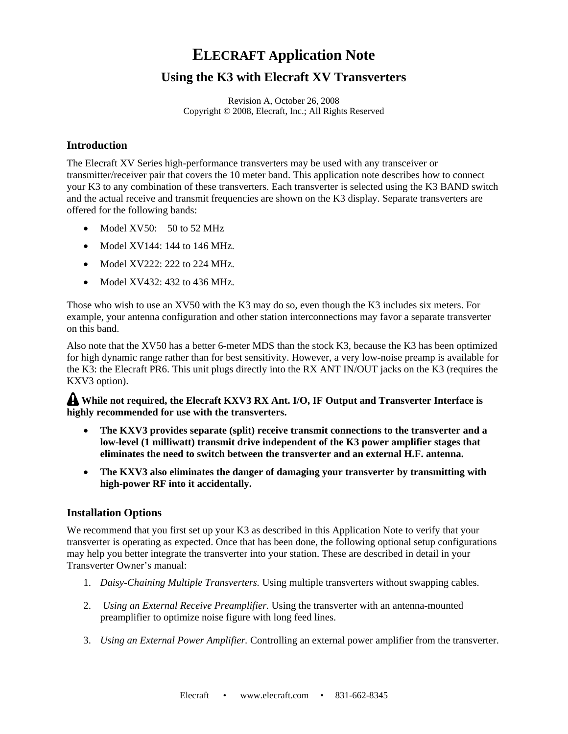# ELECRAFT Application Note

## Using the K3 with Elecraft XV Transverters

Revision A, October 26, 2008
Copyright © 2008, Elecraft, Inc.; All Rights Reserved

### Introduction

The Elecraft XV Series high-performance transverters may be used with any transceiver or transmitter/receiver pair that covers the 10 meter band. This application note describes how to connect your K3 to any combination of these transverters. Each transverter is selected using the K3 BAND switch and the actual receive and transmit frequencies are shown on the K3 display. Separate transverters are offered for the following bands:

- Model XV50: 50 to 52 MHz
- Model XV144: 144 to 146 MHz.
- Model XV222: 222 to 224 MHz.
- Model XV432: 432 to 436 MHz.

Those who wish to use an XV50 with the K3 may do so, even though the K3 includes six meters. For example, your antenna configuration and other station interconnections may favor a separate transverter on this band.

Also note that the XV50 has a better 6-meter MDS than the stock K3, because the K3 has been optimized for high dynamic range rather than for best sensitivity. However, a very low-noise preamp is available for the K3: the Elecraft PR6. This unit plugs directly into the RX ANT IN/OUT jacks on the K3 (requires the KXV3 option).

**While not required, the Elecraft KXV3 RX Ant. I/O, IF Output and Transverter Interface is highly recommended for use with the transverters.**

- **The KXV3 provides separate (split) receive transmit connections to the transverter and a low-level (1 milliwatt) transmit drive independent of the K3 power amplifier stages that eliminates the need to switch between the transverter and an external H.F. antenna.**
- **The KXV3 also eliminates the danger of damaging your transverter by transmitting with high-power RF into it accidentally.**

### Installation Options

We recommend that you first set up your K3 as described in this Application Note to verify that your transverter is operating as expected. Once that has been done, the following optional setup configurations may help you better integrate the transverter into your station. These are described in detail in your Transverter Owner's manual:

1. *Daisy-Chaining Multiple Transverters.* Using multiple transverters without swapping cables.
2. *Using an External Receive Preamplifier.* Using the transverter with an antenna-mounted preamplifier to optimize noise figure with long feed lines.
3. *Using an External Power Amplifier.* Controlling an external power amplifier from the transverter.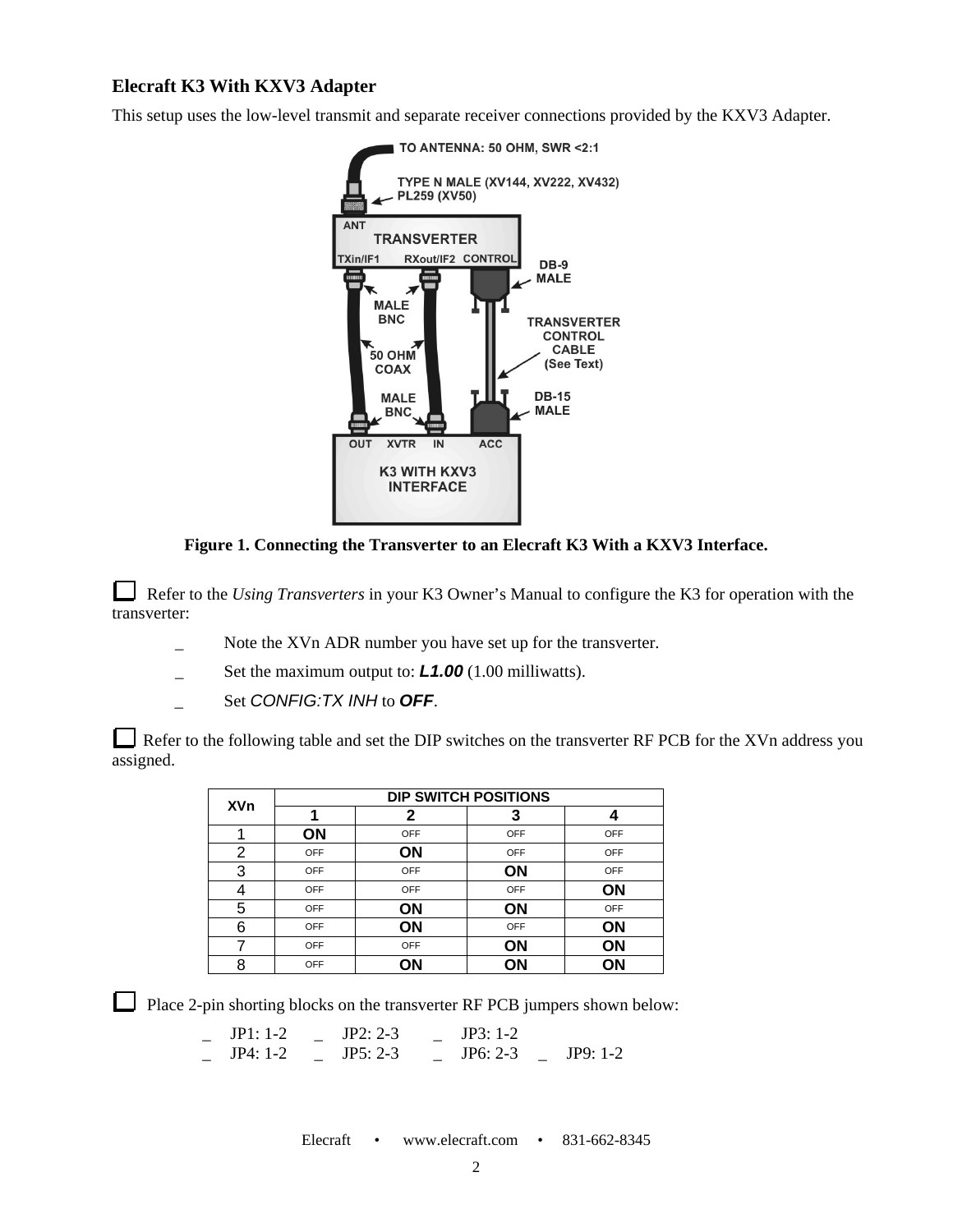### Elecraft K3 With KXV3 Adapter

This setup uses the low-level transmit and separate receiver connections provided by the KXV3 Adapter.

**Figure 1. Connecting the Transverter to an Elecraft K3 With a KXV3 Interface.**

☐ Refer to the *Using Transverters* in your K3 Owner's Manual to configure the K3 for operation with the transverter:

- _ Note the XVn ADR number you have set up for the transverter.
- _ Set the maximum output to: ***L1.00*** (1.00 milliwatts).
- _ Set *CONFIG:TX INH* to ***OFF***.

☐ Refer to the following table and set the DIP switches on the transverter RF PCB for the XVn address you assigned.

| XVn | DIP SWITCH POSITIONS | | | |
|---|---|---|---|---|
| | 1 | 2 | 3 | 4 |
| 1 | **ON** | OFF | OFF | OFF |
| 2 | OFF | **ON** | OFF | OFF |
| 3 | OFF | OFF | **ON** | OFF |
| 4 | OFF | OFF | OFF | **ON** |
| 5 | OFF | **ON** | **ON** | OFF |
| 6 | OFF | **ON** | OFF | **ON** |
| 7 | OFF | OFF | **ON** | **ON** |
| 8 | OFF | **ON** | **ON** | **ON** |

☐ Place 2-pin shorting blocks on the transverter RF PCB jumpers shown below:

_ JP1: 1-2 _ JP2: 2-3 _ JP3: 1-2
_ JP4: 1-2 _ JP5: 2-3 _ JP6: 2-3 _ JP9: 1-2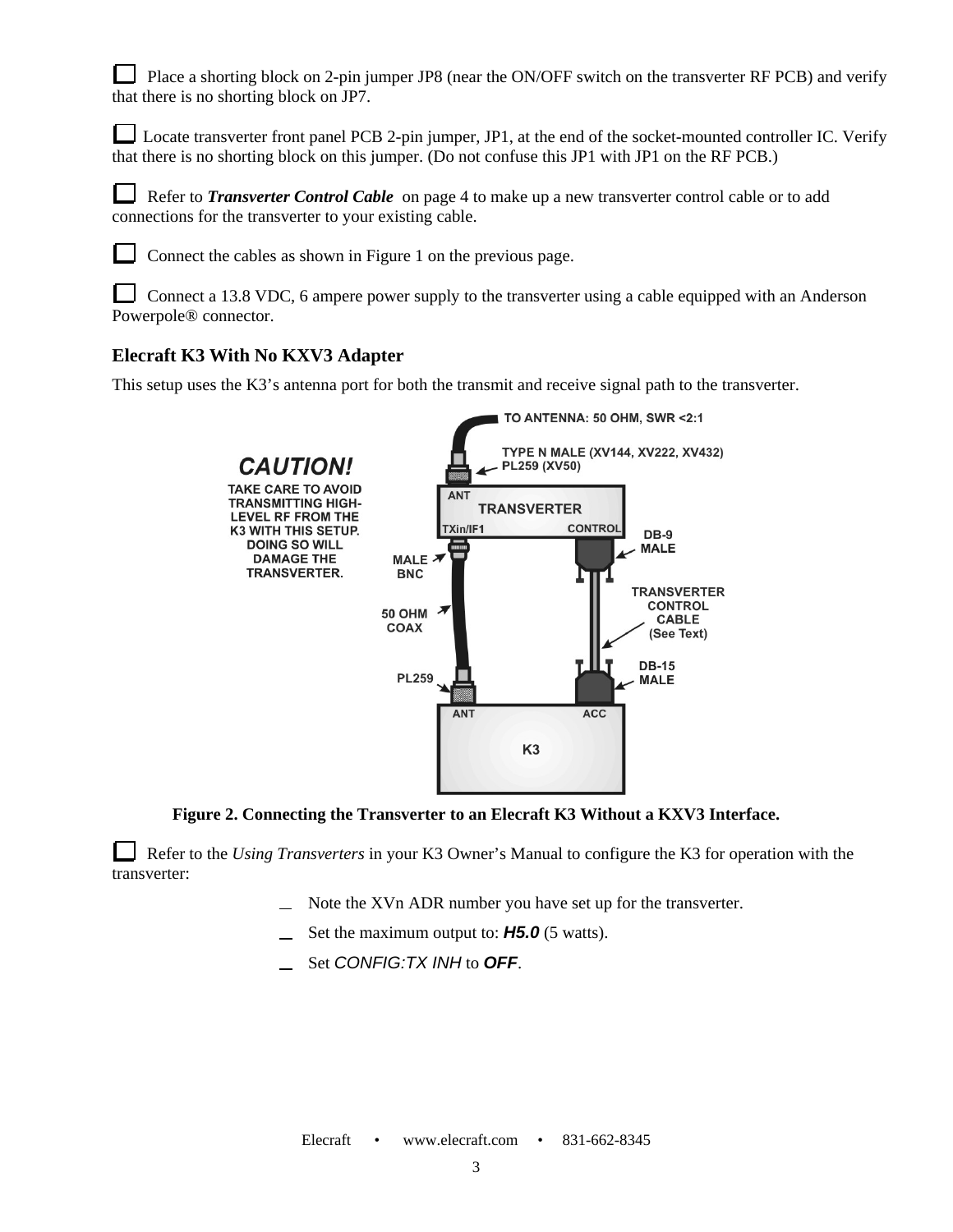☐ Place a shorting block on 2-pin jumper JP8 (near the ON/OFF switch on the transverter RF PCB) and verify that there is no shorting block on JP7.

☐ Locate transverter front panel PCB 2-pin jumper, JP1, at the end of the socket-mounted controller IC. Verify that there is no shorting block on this jumper. (Do not confuse this JP1 with JP1 on the RF PCB.)

☐ Refer to ***Transverter Control Cable*** on page 4 to make up a new transverter control cable or to add connections for the transverter to your existing cable.

☐ Connect the cables as shown in Figure 1 on the previous page.

☐ Connect a 13.8 VDC, 6 ampere power supply to the transverter using a cable equipped with an Anderson Powerpole® connector.

## Elecraft K3 With No KXV3 Adapter

This setup uses the K3's antenna port for both the transmit and receive signal path to the transverter.

**Figure 2. Connecting the Transverter to an Elecraft K3 Without a KXV3 Interface.**

☐ Refer to the *Using Transverters* in your K3 Owner's Manual to configure the K3 for operation with the transverter:

- __ Note the XVn ADR number you have set up for the transverter.
- __ Set the maximum output to: ***H5.0*** (5 watts).
- __ Set *CONFIG:TX INH* to ***OFF***.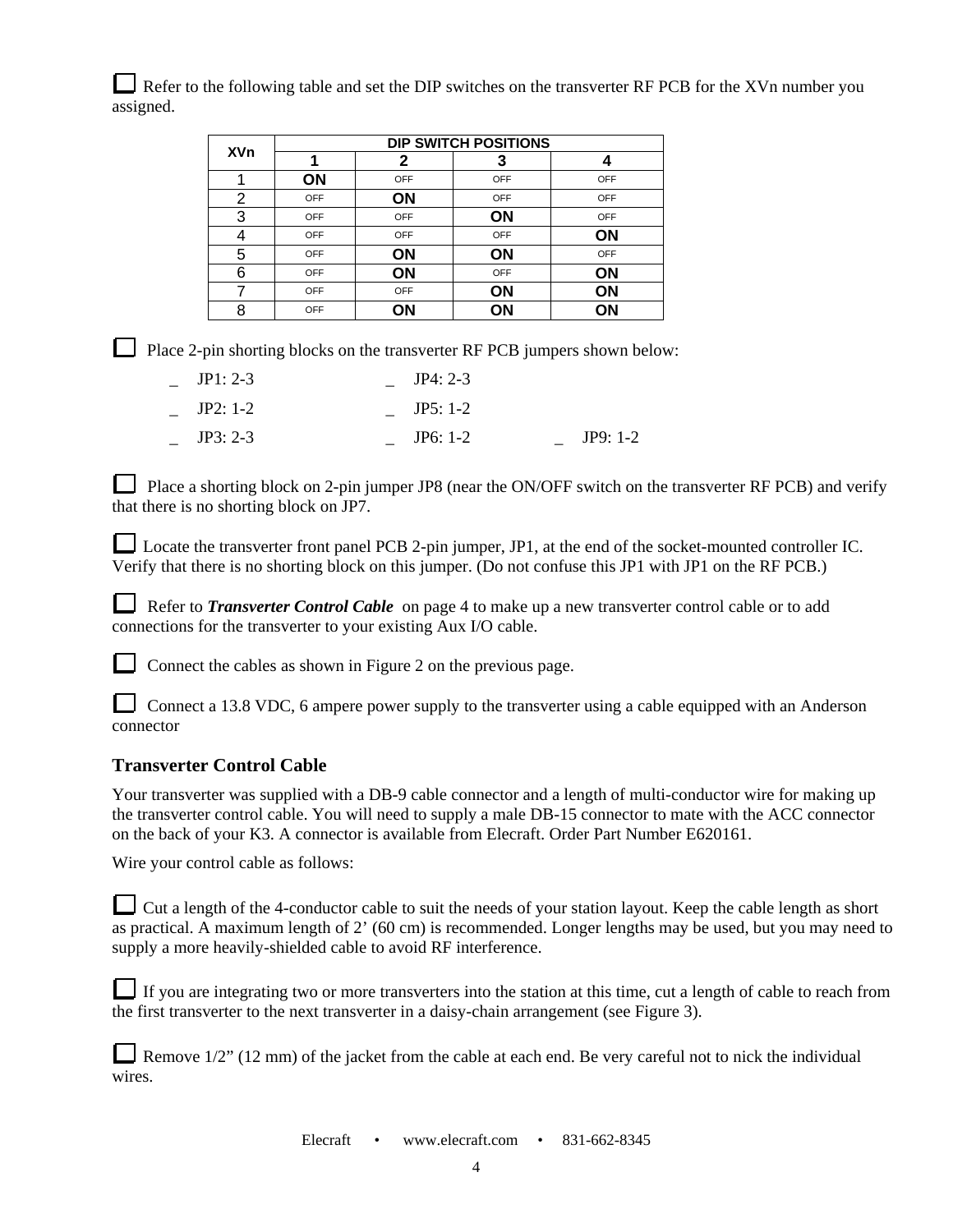☐ Refer to the following table and set the DIP switches on the transverter RF PCB for the XVn number you assigned.

| XVn | DIP SWITCH POSITIONS | | | |
|---|---|---|---|---|
| | 1 | 2 | 3 | 4 |
| 1 | **ON** | OFF | OFF | OFF |
| 2 | OFF | **ON** | OFF | OFF |
| 3 | OFF | OFF | **ON** | OFF |
| 4 | OFF | OFF | OFF | **ON** |
| 5 | OFF | **ON** | **ON** | OFF |
| 6 | OFF | **ON** | OFF | **ON** |
| 7 | OFF | OFF | **ON** | **ON** |
| 8 | OFF | **ON** | **ON** | **ON** |

☐ Place 2-pin shorting blocks on the transverter RF PCB jumpers shown below:

- _ JP1: 2-3
- _ JP2: 1-2
- _ JP3: 2-3
- _ JP4: 2-3
- _ JP5: 1-2
- _ JP6: 1-2
- _ JP9: 1-2

☐ Place a shorting block on 2-pin jumper JP8 (near the ON/OFF switch on the transverter RF PCB) and verify that there is no shorting block on JP7.

☐ Locate the transverter front panel PCB 2-pin jumper, JP1, at the end of the socket-mounted controller IC. Verify that there is no shorting block on this jumper. (Do not confuse this JP1 with JP1 on the RF PCB.)

☐ Refer to ***Transverter Control Cable*** on page 4 to make up a new transverter control cable or to add connections for the transverter to your existing Aux I/O cable.

☐ Connect the cables as shown in Figure 2 on the previous page.

☐ Connect a 13.8 VDC, 6 ampere power supply to the transverter using a cable equipped with an Anderson connector

## Transverter Control Cable

Your transverter was supplied with a DB-9 cable connector and a length of multi-conductor wire for making up the transverter control cable. You will need to supply a male DB-15 connector to mate with the ACC connector on the back of your K3. A connector is available from Elecraft. Order Part Number E620161.

Wire your control cable as follows:

☐ Cut a length of the 4-conductor cable to suit the needs of your station layout. Keep the cable length as short as practical. A maximum length of 2' (60 cm) is recommended. Longer lengths may be used, but you may need to supply a more heavily-shielded cable to avoid RF interference.

☐ If you are integrating two or more transverters into the station at this time, cut a length of cable to reach from the first transverter to the next transverter in a daisy-chain arrangement (see Figure 3).

☐ Remove 1/2" (12 mm) of the jacket from the cable at each end. Be very careful not to nick the individual wires.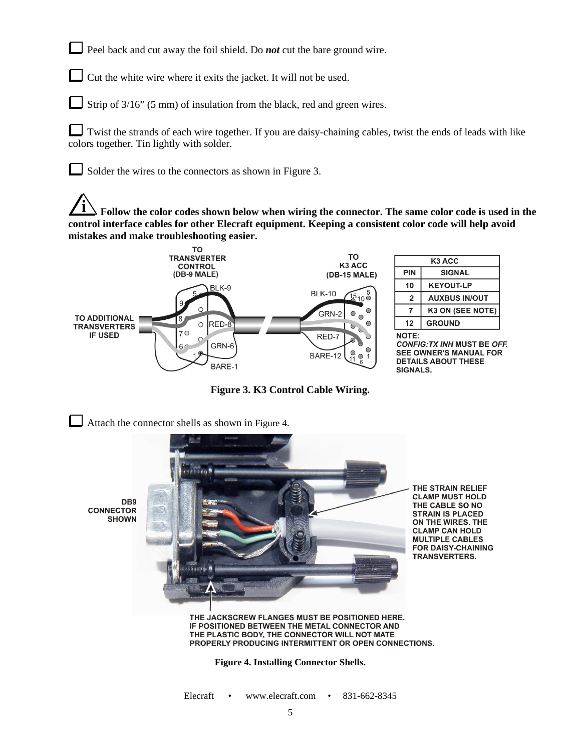☐ Peel back and cut away the foil shield. Do ***not*** cut the bare ground wire.

☐ Cut the white wire where it exits the jacket. It will not be used.

☐ Strip of 3/16" (5 mm) of insulation from the black, red and green wires.

☐ Twist the strands of each wire together. If you are daisy-chaining cables, twist the ends of leads with like colors together. Tin lightly with solder.

☐ Solder the wires to the connectors as shown in Figure 3.

**Follow the color codes shown below when wiring the connector. The same color code is used in the control interface cables for other Elecraft equipment. Keeping a consistent color code will help avoid mistakes and make troubleshooting easier.**

TO TRANSVERTER CONTROL (DB-9 MALE)

TO K3 ACC (DB-15 MALE)

TO ADDITIONAL TRANSVERTERS IF USED

BLK-9
RED-8
GRN-6
BARE-1

BLK-10
GRN-2
RED-7
BARE-12

| K3 ACC | |
|---|---|
| PIN | SIGNAL |
| 10 | KEYOUT-LP |
| 2 | AUXBUS IN/OUT |
| 7 | K3 ON (SEE NOTE) |
| 12 | GROUND |

NOTE:
*CONFIG:TX INH* MUST BE *OFF*. SEE OWNER'S MANUAL FOR DETAILS ABOUT THESE SIGNALS.

**Figure 3. K3 Control Cable Wiring.**

☐ Attach the connector shells as shown in Figure 4.

DB9 CONNECTOR SHOWN

THE STRAIN RELIEF CLAMP MUST HOLD THE CABLE SO NO STRAIN IS PLACED ON THE WIRES. THE CLAMP CAN HOLD MULTIPLE CABLES FOR DAISY-CHAINING TRANSVERTERS.

THE JACKSCREW FLANGES MUST BE POSITIONED HERE. IF POSITIONED BETWEEN THE METAL CONNECTOR AND THE PLASTIC BODY, THE CONNECTOR WILL NOT MATE PROPERLY PRODUCING INTERMITTENT OR OPEN CONNECTIONS.

**Figure 4. Installing Connector Shells.**